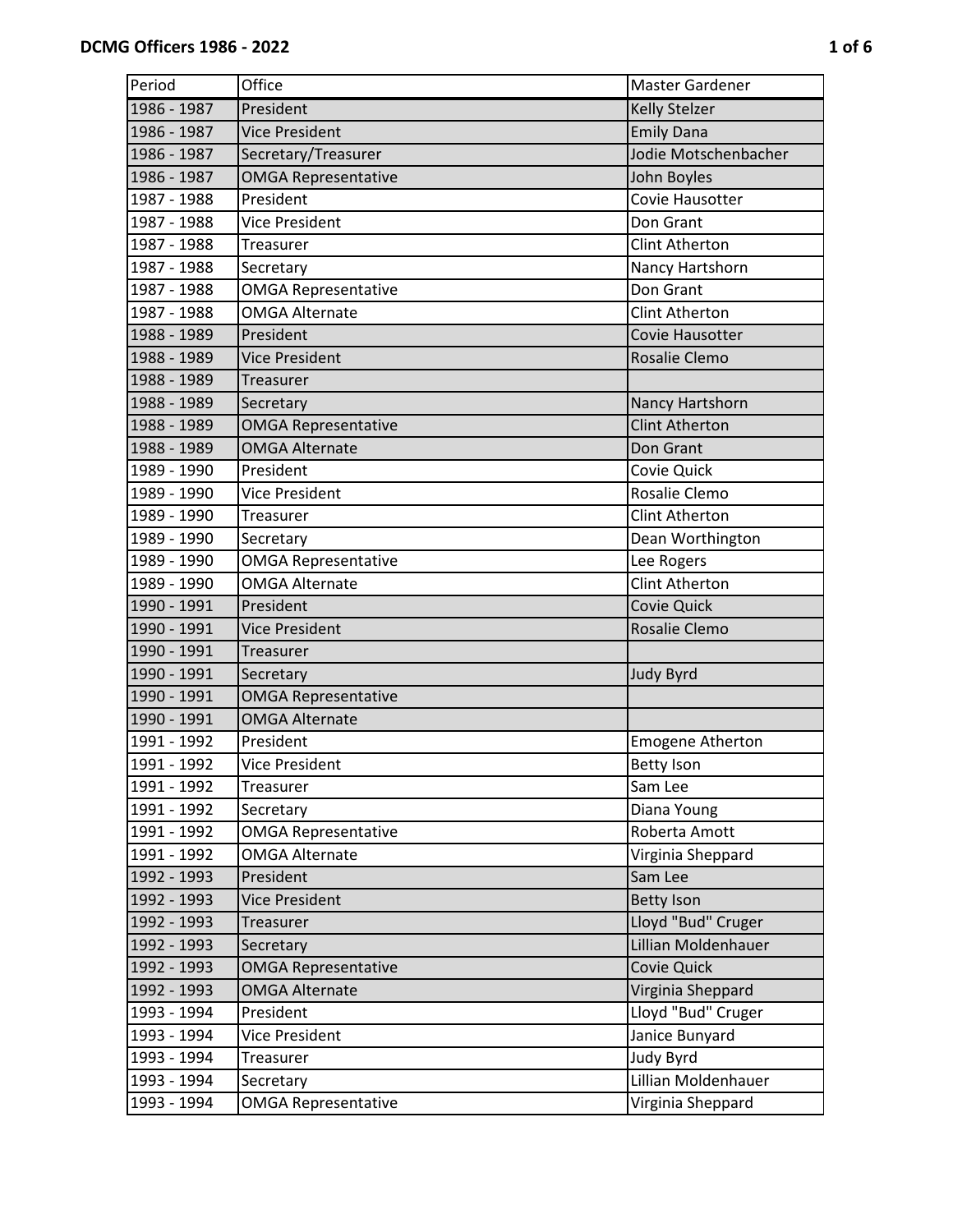# DCMG Officers 1986 - 2022

| Period | Office | Master Gardener |
|---|---|---|
| 1986 - 1987 | President | Kelly Stelzer |
| 1986 - 1987 | Vice President | Emily Dana |
| 1986 - 1987 | Secretary/Treasurer | Jodie Motschenbacher |
| 1986 - 1987 | OMGA Representative | John Boyles |
| 1987 - 1988 | President | Covie Hausotter |
| 1987 - 1988 | Vice President | Don Grant |
| 1987 - 1988 | Treasurer | Clint Atherton |
| 1987 - 1988 | Secretary | Nancy Hartshorn |
| 1987 - 1988 | OMGA Representative | Don Grant |
| 1987 - 1988 | OMGA Alternate | Clint Atherton |
| 1988 - 1989 | President | Covie Hausotter |
| 1988 - 1989 | Vice President | Rosalie Clemo |
| 1988 - 1989 | Treasurer | |
| 1988 - 1989 | Secretary | Nancy Hartshorn |
| 1988 - 1989 | OMGA Representative | Clint Atherton |
| 1988 - 1989 | OMGA Alternate | Don Grant |
| 1989 - 1990 | President | Covie Quick |
| 1989 - 1990 | Vice President | Rosalie Clemo |
| 1989 - 1990 | Treasurer | Clint Atherton |
| 1989 - 1990 | Secretary | Dean Worthington |
| 1989 - 1990 | OMGA Representative | Lee Rogers |
| 1989 - 1990 | OMGA Alternate | Clint Atherton |
| 1990 - 1991 | President | Covie Quick |
| 1990 - 1991 | Vice President | Rosalie Clemo |
| 1990 - 1991 | Treasurer | |
| 1990 - 1991 | Secretary | Judy Byrd |
| 1990 - 1991 | OMGA Representative | |
| 1990 - 1991 | OMGA Alternate | |
| 1991 - 1992 | President | Emogene Atherton |
| 1991 - 1992 | Vice President | Betty Ison |
| 1991 - 1992 | Treasurer | Sam Lee |
| 1991 - 1992 | Secretary | Diana Young |
| 1991 - 1992 | OMGA Representative | Roberta Amott |
| 1991 - 1992 | OMGA Alternate | Virginia Sheppard |
| 1992 - 1993 | President | Sam Lee |
| 1992 - 1993 | Vice President | Betty Ison |
| 1992 - 1993 | Treasurer | Lloyd "Bud" Cruger |
| 1992 - 1993 | Secretary | Lillian Moldenhauer |
| 1992 - 1993 | OMGA Representative | Covie Quick |
| 1992 - 1993 | OMGA Alternate | Virginia Sheppard |
| 1993 - 1994 | President | Lloyd "Bud" Cruger |
| 1993 - 1994 | Vice President | Janice Bunyard |
| 1993 - 1994 | Treasurer | Judy Byrd |
| 1993 - 1994 | Secretary | Lillian Moldenhauer |
| 1993 - 1994 | OMGA Representative | Virginia Sheppard |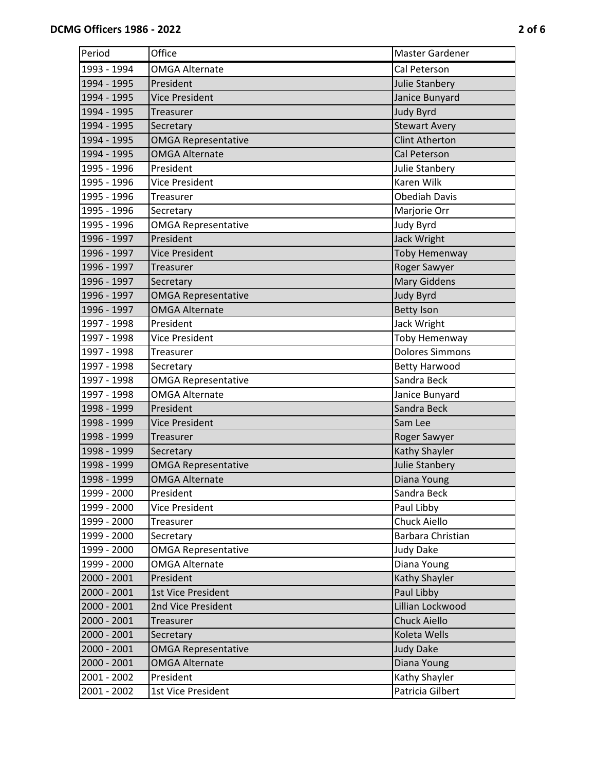| Period | Office | Master Gardener |
|---|---|---|
| 1993 - 1994 | OMGA Alternate | Cal Peterson |
| 1994 - 1995 | President | Julie Stanbery |
| 1994 - 1995 | Vice President | Janice Bunyard |
| 1994 - 1995 | Treasurer | Judy Byrd |
| 1994 - 1995 | Secretary | Stewart Avery |
| 1994 - 1995 | OMGA Representative | Clint Atherton |
| 1994 - 1995 | OMGA Alternate | Cal Peterson |
| 1995 - 1996 | President | Julie Stanbery |
| 1995 - 1996 | Vice President | Karen Wilk |
| 1995 - 1996 | Treasurer | Obediah Davis |
| 1995 - 1996 | Secretary | Marjorie Orr |
| 1995 - 1996 | OMGA Representative | Judy Byrd |
| 1996 - 1997 | President | Jack Wright |
| 1996 - 1997 | Vice President | Toby Hemenway |
| 1996 - 1997 | Treasurer | Roger Sawyer |
| 1996 - 1997 | Secretary | Mary Giddens |
| 1996 - 1997 | OMGA Representative | Judy Byrd |
| 1996 - 1997 | OMGA Alternate | Betty Ison |
| 1997 - 1998 | President | Jack Wright |
| 1997 - 1998 | Vice President | Toby Hemenway |
| 1997 - 1998 | Treasurer | Dolores Simmons |
| 1997 - 1998 | Secretary | Betty Harwood |
| 1997 - 1998 | OMGA Representative | Sandra Beck |
| 1997 - 1998 | OMGA Alternate | Janice Bunyard |
| 1998 - 1999 | President | Sandra Beck |
| 1998 - 1999 | Vice President | Sam Lee |
| 1998 - 1999 | Treasurer | Roger Sawyer |
| 1998 - 1999 | Secretary | Kathy Shayler |
| 1998 - 1999 | OMGA Representative | Julie Stanbery |
| 1998 - 1999 | OMGA Alternate | Diana Young |
| 1999 - 2000 | President | Sandra Beck |
| 1999 - 2000 | Vice President | Paul Libby |
| 1999 - 2000 | Treasurer | Chuck Aiello |
| 1999 - 2000 | Secretary | Barbara Christian |
| 1999 - 2000 | OMGA Representative | Judy Dake |
| 1999 - 2000 | OMGA Alternate | Diana Young |
| 2000 - 2001 | President | Kathy Shayler |
| 2000 - 2001 | 1st Vice President | Paul Libby |
| 2000 - 2001 | 2nd Vice President | Lillian Lockwood |
| 2000 - 2001 | Treasurer | Chuck Aiello |
| 2000 - 2001 | Secretary | Koleta Wells |
| 2000 - 2001 | OMGA Representative | Judy Dake |
| 2000 - 2001 | OMGA Alternate | Diana Young |
| 2001 - 2002 | President | Kathy Shayler |
| 2001 - 2002 | 1st Vice President | Patricia Gilbert |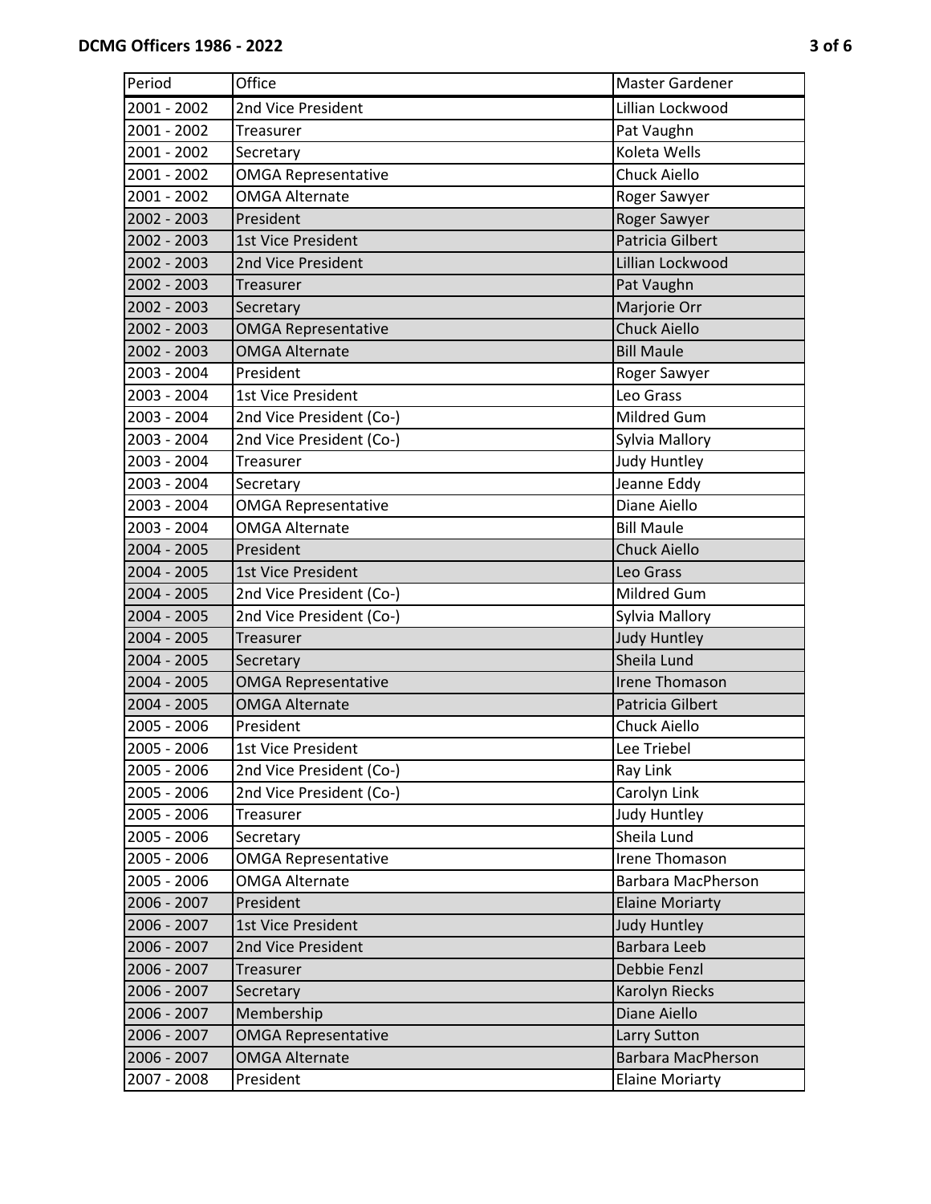| Period | Office | Master Gardener |
|---|---|---|
| 2001 - 2002 | 2nd Vice President | Lillian Lockwood |
| 2001 - 2002 | Treasurer | Pat Vaughn |
| 2001 - 2002 | Secretary | Koleta Wells |
| 2001 - 2002 | OMGA Representative | Chuck Aiello |
| 2001 - 2002 | OMGA Alternate | Roger Sawyer |
| 2002 - 2003 | President | Roger Sawyer |
| 2002 - 2003 | 1st Vice President | Patricia Gilbert |
| 2002 - 2003 | 2nd Vice President | Lillian Lockwood |
| 2002 - 2003 | Treasurer | Pat Vaughn |
| 2002 - 2003 | Secretary | Marjorie Orr |
| 2002 - 2003 | OMGA Representative | Chuck Aiello |
| 2002 - 2003 | OMGA Alternate | Bill Maule |
| 2003 - 2004 | President | Roger Sawyer |
| 2003 - 2004 | 1st Vice President | Leo Grass |
| 2003 - 2004 | 2nd Vice President (Co-) | Mildred Gum |
| 2003 - 2004 | 2nd Vice President (Co-) | Sylvia Mallory |
| 2003 - 2004 | Treasurer | Judy Huntley |
| 2003 - 2004 | Secretary | Jeanne Eddy |
| 2003 - 2004 | OMGA Representative | Diane Aiello |
| 2003 - 2004 | OMGA Alternate | Bill Maule |
| 2004 - 2005 | President | Chuck Aiello |
| 2004 - 2005 | 1st Vice President | Leo Grass |
| 2004 - 2005 | 2nd Vice President (Co-) | Mildred Gum |
| 2004 - 2005 | 2nd Vice President (Co-) | Sylvia Mallory |
| 2004 - 2005 | Treasurer | Judy Huntley |
| 2004 - 2005 | Secretary | Sheila Lund |
| 2004 - 2005 | OMGA Representative | Irene Thomason |
| 2004 - 2005 | OMGA Alternate | Patricia Gilbert |
| 2005 - 2006 | President | Chuck Aiello |
| 2005 - 2006 | 1st Vice President | Lee Triebel |
| 2005 - 2006 | 2nd Vice President (Co-) | Ray Link |
| 2005 - 2006 | 2nd Vice President (Co-) | Carolyn Link |
| 2005 - 2006 | Treasurer | Judy Huntley |
| 2005 - 2006 | Secretary | Sheila Lund |
| 2005 - 2006 | OMGA Representative | Irene Thomason |
| 2005 - 2006 | OMGA Alternate | Barbara MacPherson |
| 2006 - 2007 | President | Elaine Moriarty |
| 2006 - 2007 | 1st Vice President | Judy Huntley |
| 2006 - 2007 | 2nd Vice President | Barbara Leeb |
| 2006 - 2007 | Treasurer | Debbie Fenzl |
| 2006 - 2007 | Secretary | Karolyn Riecks |
| 2006 - 2007 | Membership | Diane Aiello |
| 2006 - 2007 | OMGA Representative | Larry Sutton |
| 2006 - 2007 | OMGA Alternate | Barbara MacPherson |
| 2007 - 2008 | President | Elaine Moriarty |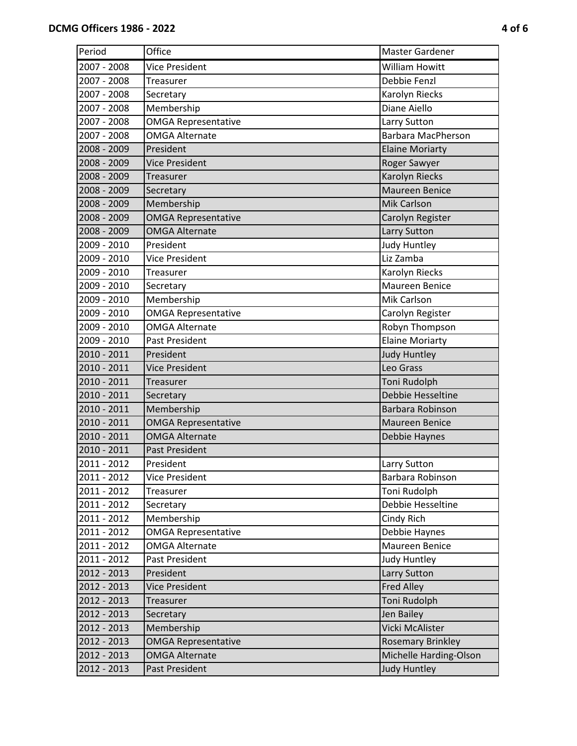| Period | Office | Master Gardener |
|---|---|---|
| 2007 - 2008 | Vice President | William Howitt |
| 2007 - 2008 | Treasurer | Debbie Fenzl |
| 2007 - 2008 | Secretary | Karolyn Riecks |
| 2007 - 2008 | Membership | Diane Aiello |
| 2007 - 2008 | OMGA Representative | Larry Sutton |
| 2007 - 2008 | OMGA Alternate | Barbara MacPherson |
| 2008 - 2009 | President | Elaine Moriarty |
| 2008 - 2009 | Vice President | Roger Sawyer |
| 2008 - 2009 | Treasurer | Karolyn Riecks |
| 2008 - 2009 | Secretary | Maureen Benice |
| 2008 - 2009 | Membership | Mik Carlson |
| 2008 - 2009 | OMGA Representative | Carolyn Register |
| 2008 - 2009 | OMGA Alternate | Larry Sutton |
| 2009 - 2010 | President | Judy Huntley |
| 2009 - 2010 | Vice President | Liz Zamba |
| 2009 - 2010 | Treasurer | Karolyn Riecks |
| 2009 - 2010 | Secretary | Maureen Benice |
| 2009 - 2010 | Membership | Mik Carlson |
| 2009 - 2010 | OMGA Representative | Carolyn Register |
| 2009 - 2010 | OMGA Alternate | Robyn Thompson |
| 2009 - 2010 | Past President | Elaine Moriarty |
| 2010 - 2011 | President | Judy Huntley |
| 2010 - 2011 | Vice President | Leo Grass |
| 2010 - 2011 | Treasurer | Toni Rudolph |
| 2010 - 2011 | Secretary | Debbie Hesseltine |
| 2010 - 2011 | Membership | Barbara Robinson |
| 2010 - 2011 | OMGA Representative | Maureen Benice |
| 2010 - 2011 | OMGA Alternate | Debbie Haynes |
| 2010 - 2011 | Past President | |
| 2011 - 2012 | President | Larry Sutton |
| 2011 - 2012 | Vice President | Barbara Robinson |
| 2011 - 2012 | Treasurer | Toni Rudolph |
| 2011 - 2012 | Secretary | Debbie Hesseltine |
| 2011 - 2012 | Membership | Cindy Rich |
| 2011 - 2012 | OMGA Representative | Debbie Haynes |
| 2011 - 2012 | OMGA Alternate | Maureen Benice |
| 2011 - 2012 | Past President | Judy Huntley |
| 2012 - 2013 | President | Larry Sutton |
| 2012 - 2013 | Vice President | Fred Alley |
| 2012 - 2013 | Treasurer | Toni Rudolph |
| 2012 - 2013 | Secretary | Jen Bailey |
| 2012 - 2013 | Membership | Vicki McAlister |
| 2012 - 2013 | OMGA Representative | Rosemary Brinkley |
| 2012 - 2013 | OMGA Alternate | Michelle Harding-Olson |
| 2012 - 2013 | Past President | Judy Huntley |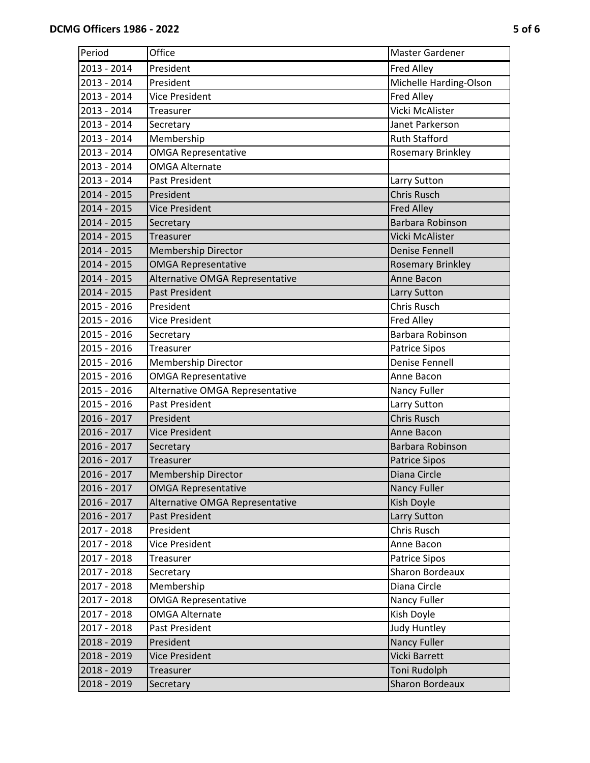| Period | Office | Master Gardener |
|---|---|---|
| 2013 - 2014 | President | Fred Alley |
| 2013 - 2014 | President | Michelle Harding-Olson |
| 2013 - 2014 | Vice President | Fred Alley |
| 2013 - 2014 | Treasurer | Vicki McAlister |
| 2013 - 2014 | Secretary | Janet Parkerson |
| 2013 - 2014 | Membership | Ruth Stafford |
| 2013 - 2014 | OMGA Representative | Rosemary Brinkley |
| 2013 - 2014 | OMGA Alternate | |
| 2013 - 2014 | Past President | Larry Sutton |
| 2014 - 2015 | President | Chris Rusch |
| 2014 - 2015 | Vice President | Fred Alley |
| 2014 - 2015 | Secretary | Barbara Robinson |
| 2014 - 2015 | Treasurer | Vicki McAlister |
| 2014 - 2015 | Membership Director | Denise Fennell |
| 2014 - 2015 | OMGA Representative | Rosemary Brinkley |
| 2014 - 2015 | Alternative OMGA Representative | Anne Bacon |
| 2014 - 2015 | Past President | Larry Sutton |
| 2015 - 2016 | President | Chris Rusch |
| 2015 - 2016 | Vice President | Fred Alley |
| 2015 - 2016 | Secretary | Barbara Robinson |
| 2015 - 2016 | Treasurer | Patrice Sipos |
| 2015 - 2016 | Membership Director | Denise Fennell |
| 2015 - 2016 | OMGA Representative | Anne Bacon |
| 2015 - 2016 | Alternative OMGA Representative | Nancy Fuller |
| 2015 - 2016 | Past President | Larry Sutton |
| 2016 - 2017 | President | Chris Rusch |
| 2016 - 2017 | Vice President | Anne Bacon |
| 2016 - 2017 | Secretary | Barbara Robinson |
| 2016 - 2017 | Treasurer | Patrice Sipos |
| 2016 - 2017 | Membership Director | Diana Circle |
| 2016 - 2017 | OMGA Representative | Nancy Fuller |
| 2016 - 2017 | Alternative OMGA Representative | Kish Doyle |
| 2016 - 2017 | Past President | Larry Sutton |
| 2017 - 2018 | President | Chris Rusch |
| 2017 - 2018 | Vice President | Anne Bacon |
| 2017 - 2018 | Treasurer | Patrice Sipos |
| 2017 - 2018 | Secretary | Sharon Bordeaux |
| 2017 - 2018 | Membership | Diana Circle |
| 2017 - 2018 | OMGA Representative | Nancy Fuller |
| 2017 - 2018 | OMGA Alternate | Kish Doyle |
| 2017 - 2018 | Past President | Judy Huntley |
| 2018 - 2019 | President | Nancy Fuller |
| 2018 - 2019 | Vice President | Vicki Barrett |
| 2018 - 2019 | Treasurer | Toni Rudolph |
| 2018 - 2019 | Secretary | Sharon Bordeaux |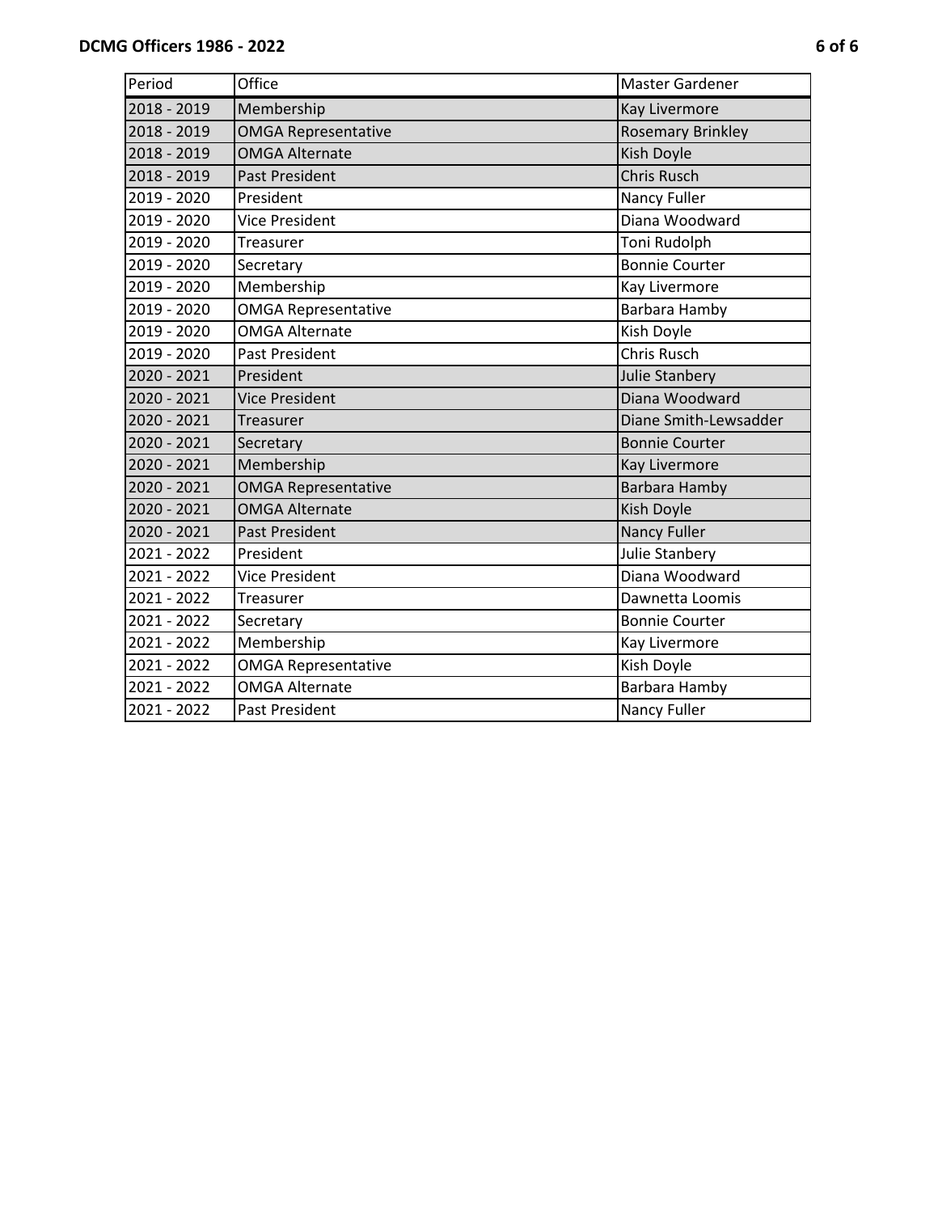| Period | Office | Master Gardener |
|---|---|---|
| 2018 - 2019 | Membership | Kay Livermore |
| 2018 - 2019 | OMGA Representative | Rosemary Brinkley |
| 2018 - 2019 | OMGA Alternate | Kish Doyle |
| 2018 - 2019 | Past President | Chris Rusch |
| 2019 - 2020 | President | Nancy Fuller |
| 2019 - 2020 | Vice President | Diana Woodward |
| 2019 - 2020 | Treasurer | Toni Rudolph |
| 2019 - 2020 | Secretary | Bonnie Courter |
| 2019 - 2020 | Membership | Kay Livermore |
| 2019 - 2020 | OMGA Representative | Barbara Hamby |
| 2019 - 2020 | OMGA Alternate | Kish Doyle |
| 2019 - 2020 | Past President | Chris Rusch |
| 2020 - 2021 | President | Julie Stanbery |
| 2020 - 2021 | Vice President | Diana Woodward |
| 2020 - 2021 | Treasurer | Diane Smith-Lewsadder |
| 2020 - 2021 | Secretary | Bonnie Courter |
| 2020 - 2021 | Membership | Kay Livermore |
| 2020 - 2021 | OMGA Representative | Barbara Hamby |
| 2020 - 2021 | OMGA Alternate | Kish Doyle |
| 2020 - 2021 | Past President | Nancy Fuller |
| 2021 - 2022 | President | Julie Stanbery |
| 2021 - 2022 | Vice President | Diana Woodward |
| 2021 - 2022 | Treasurer | Dawnetta Loomis |
| 2021 - 2022 | Secretary | Bonnie Courter |
| 2021 - 2022 | Membership | Kay Livermore |
| 2021 - 2022 | OMGA Representative | Kish Doyle |
| 2021 - 2022 | OMGA Alternate | Barbara Hamby |
| 2021 - 2022 | Past President | Nancy Fuller |